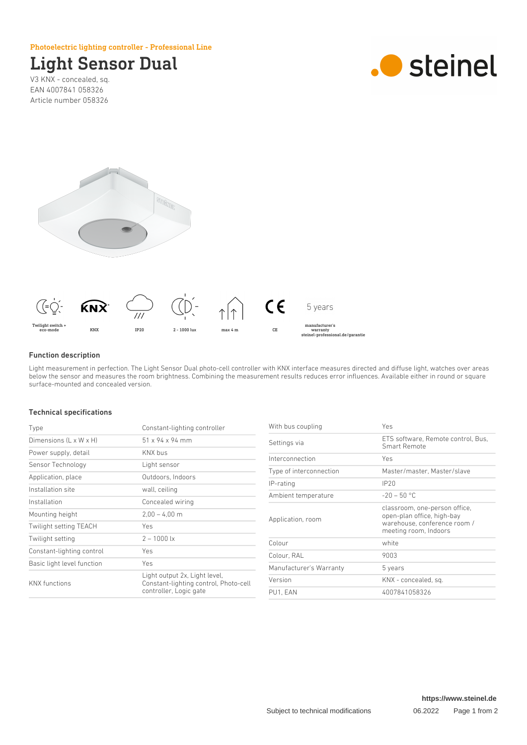Photoelectric lighting controller - Professional Line

# Light Sensor Dual

V3 KNX - concealed, sq.
EAN 4007841 058326
Article number 058326

Twilight switch + eco-mode | KNX | IP20 | 2 - 1000 lux | max 4 m | CE | 5 years manufacturer's warranty steinel-professional.de/garantie

## Function description

Light measurement in perfection. The Light Sensor Dual photo-cell controller with KNX interface measures directed and diffuse light, watches over areas below the sensor and measures the room brightness. Combining the measurement results reduces error influences. Available either in round or square surface-mounted and concealed version.

## Technical specifications

| | |
|---|---|
| Type | Constant-lighting controller |
| Dimensions (L x W x H) | 51 x 94 x 94 mm |
| Power supply, detail | KNX bus |
| Sensor Technology | Light sensor |
| Application, place | Outdoors, Indoors |
| Installation site | wall, ceiling |
| Installation | Concealed wiring |
| Mounting height | 2,00 – 4,00 m |
| Twilight setting TEACH | Yes |
| Twilight setting | 2 – 1000 lx |
| Constant-lighting control | Yes |
| Basic light level function | Yes |
| KNX functions | Light output 2x, Light level, Constant-lighting control, Photo-cell controller, Logic gate |
| With bus coupling | Yes |
| Settings via | ETS software, Remote control, Bus, Smart Remote |
| Interconnection | Yes |
| Type of interconnection | Master/master, Master/slave |
| IP-rating | IP20 |
| Ambient temperature | -20 – 50 °C |
| Application, room | classroom, one-person office, open-plan office, high-bay warehouse, conference room / meeting room, Indoors |
| Colour | white |
| Colour, RAL | 9003 |
| Manufacturer's Warranty | 5 years |
| Version | KNX - concealed, sq. |
| PU1, EAN | 4007841058326 |

https://www.steinel.de

Subject to technical modifications 06.2022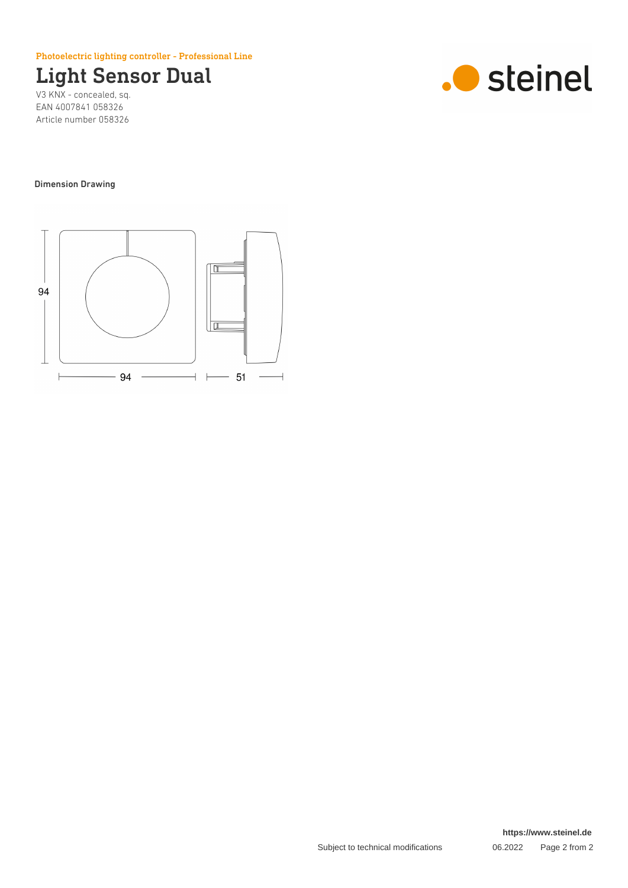Photoelectric lighting controller - Professional Line

# Light Sensor Dual

V3 KNX - concealed, sq.
EAN 4007841 058326
Article number 058326

## Dimension Drawing

94

94

51

https://www.steinel.de

Subject to technical modifications

06.2022